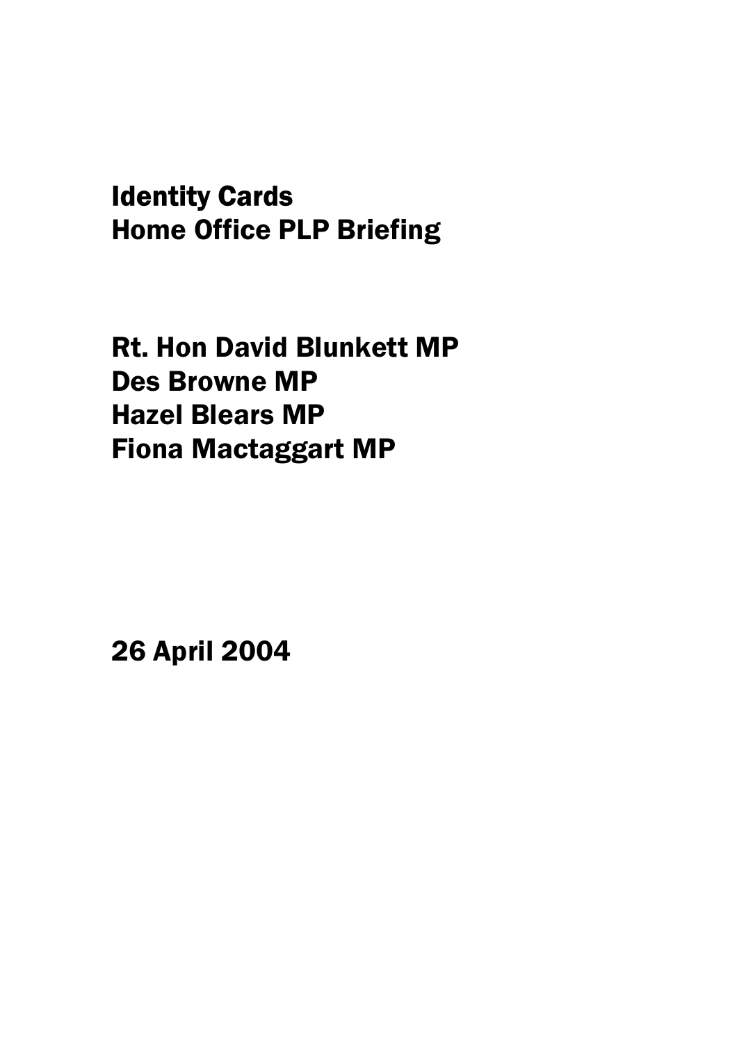# Identity Cards
# Home Office PLP Briefing

**Rt. Hon David Blunkett MP**
**Des Browne MP**
**Hazel Blears MP**
**Fiona Mactaggart MP**

**26 April 2004**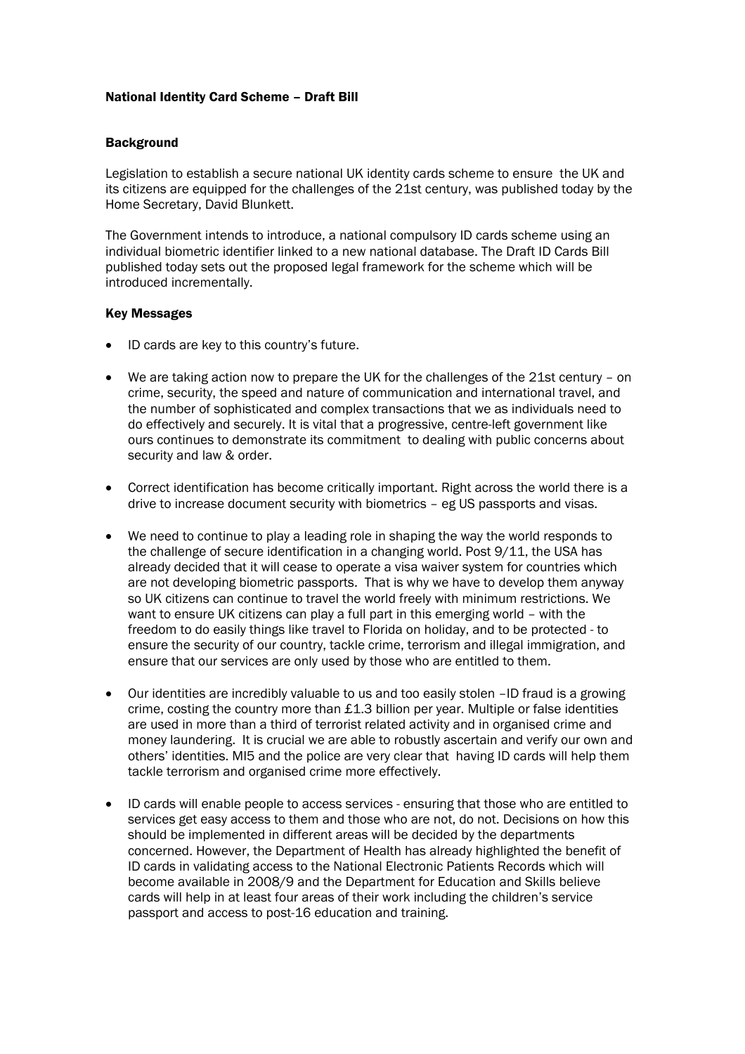## National Identity Card Scheme – Draft Bill

### Background

Legislation to establish a secure national UK identity cards scheme to ensure the UK and its citizens are equipped for the challenges of the 21st century, was published today by the Home Secretary, David Blunkett.

The Government intends to introduce, a national compulsory ID cards scheme using an individual biometric identifier linked to a new national database. The Draft ID Cards Bill published today sets out the proposed legal framework for the scheme which will be introduced incrementally.

### Key Messages

- ID cards are key to this country's future.

- We are taking action now to prepare the UK for the challenges of the 21st century – on crime, security, the speed and nature of communication and international travel, and the number of sophisticated and complex transactions that we as individuals need to do effectively and securely. It is vital that a progressive, centre-left government like ours continues to demonstrate its commitment to dealing with public concerns about security and law & order.

- Correct identification has become critically important. Right across the world there is a drive to increase document security with biometrics – eg US passports and visas.

- We need to continue to play a leading role in shaping the way the world responds to the challenge of secure identification in a changing world. Post 9/11, the USA has already decided that it will cease to operate a visa waiver system for countries which are not developing biometric passports. That is why we have to develop them anyway so UK citizens can continue to travel the world freely with minimum restrictions. We want to ensure UK citizens can play a full part in this emerging world – with the freedom to do easily things like travel to Florida on holiday, and to be protected - to ensure the security of our country, tackle crime, terrorism and illegal immigration, and ensure that our services are only used by those who are entitled to them.

- Our identities are incredibly valuable to us and too easily stolen –ID fraud is a growing crime, costing the country more than £1.3 billion per year. Multiple or false identities are used in more than a third of terrorist related activity and in organised crime and money laundering. It is crucial we are able to robustly ascertain and verify our own and others' identities. MI5 and the police are very clear that having ID cards will help them tackle terrorism and organised crime more effectively.

- ID cards will enable people to access services - ensuring that those who are entitled to services get easy access to them and those who are not, do not. Decisions on how this should be implemented in different areas will be decided by the departments concerned. However, the Department of Health has already highlighted the benefit of ID cards in validating access to the National Electronic Patients Records which will become available in 2008/9 and the Department for Education and Skills believe cards will help in at least four areas of their work including the children's service passport and access to post-16 education and training.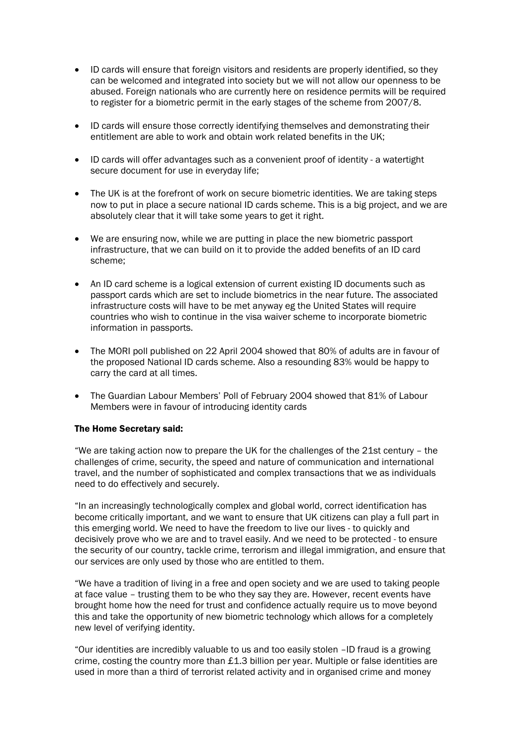- ID cards will ensure that foreign visitors and residents are properly identified, so they can be welcomed and integrated into society but we will not allow our openness to be abused. Foreign nationals who are currently here on residence permits will be required to register for a biometric permit in the early stages of the scheme from 2007/8.
- ID cards will ensure those correctly identifying themselves and demonstrating their entitlement are able to work and obtain work related benefits in the UK;
- ID cards will offer advantages such as a convenient proof of identity - a watertight secure document for use in everyday life;
- The UK is at the forefront of work on secure biometric identities. We are taking steps now to put in place a secure national ID cards scheme. This is a big project, and we are absolutely clear that it will take some years to get it right.
- We are ensuring now, while we are putting in place the new biometric passport infrastructure, that we can build on it to provide the added benefits of an ID card scheme;
- An ID card scheme is a logical extension of current existing ID documents such as passport cards which are set to include biometrics in the near future. The associated infrastructure costs will have to be met anyway eg the United States will require countries who wish to continue in the visa waiver scheme to incorporate biometric information in passports.
- The MORI poll published on 22 April 2004 showed that 80% of adults are in favour of the proposed National ID cards scheme. Also a resounding 83% would be happy to carry the card at all times.
- The Guardian Labour Members' Poll of February 2004 showed that 81% of Labour Members were in favour of introducing identity cards

**The Home Secretary said:**

"We are taking action now to prepare the UK for the challenges of the 21st century – the challenges of crime, security, the speed and nature of communication and international travel, and the number of sophisticated and complex transactions that we as individuals need to do effectively and securely.

"In an increasingly technologically complex and global world, correct identification has become critically important, and we want to ensure that UK citizens can play a full part in this emerging world. We need to have the freedom to live our lives - to quickly and decisively prove who we are and to travel easily. And we need to be protected - to ensure the security of our country, tackle crime, terrorism and illegal immigration, and ensure that our services are only used by those who are entitled to them.

"We have a tradition of living in a free and open society and we are used to taking people at face value – trusting them to be who they say they are. However, recent events have brought home how the need for trust and confidence actually require us to move beyond this and take the opportunity of new biometric technology which allows for a completely new level of verifying identity.

"Our identities are incredibly valuable to us and too easily stolen –ID fraud is a growing crime, costing the country more than £1.3 billion per year. Multiple or false identities are used in more than a third of terrorist related activity and in organised crime and money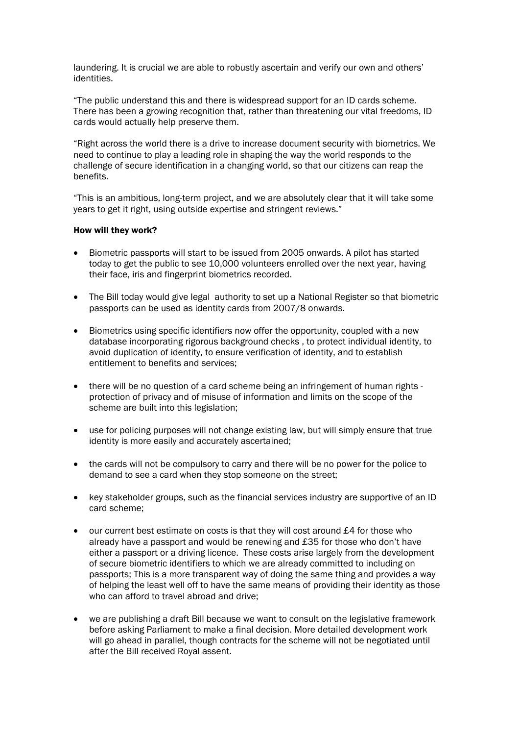laundering. It is crucial we are able to robustly ascertain and verify our own and others' identities.

"The public understand this and there is widespread support for an ID cards scheme. There has been a growing recognition that, rather than threatening our vital freedoms, ID cards would actually help preserve them.

"Right across the world there is a drive to increase document security with biometrics. We need to continue to play a leading role in shaping the way the world responds to the challenge of secure identification in a changing world, so that our citizens can reap the benefits.

"This is an ambitious, long-term project, and we are absolutely clear that it will take some years to get it right, using outside expertise and stringent reviews."

**How will they work?**

- Biometric passports will start to be issued from 2005 onwards. A pilot has started today to get the public to see 10,000 volunteers enrolled over the next year, having their face, iris and fingerprint biometrics recorded.
- The Bill today would give legal authority to set up a National Register so that biometric passports can be used as identity cards from 2007/8 onwards.
- Biometrics using specific identifiers now offer the opportunity, coupled with a new database incorporating rigorous background checks , to protect individual identity, to avoid duplication of identity, to ensure verification of identity, and to establish entitlement to benefits and services;
- there will be no question of a card scheme being an infringement of human rights - protection of privacy and of misuse of information and limits on the scope of the scheme are built into this legislation;
- use for policing purposes will not change existing law, but will simply ensure that true identity is more easily and accurately ascertained;
- the cards will not be compulsory to carry and there will be no power for the police to demand to see a card when they stop someone on the street;
- key stakeholder groups, such as the financial services industry are supportive of an ID card scheme;
- our current best estimate on costs is that they will cost around £4 for those who already have a passport and would be renewing and £35 for those who don't have either a passport or a driving licence. These costs arise largely from the development of secure biometric identifiers to which we are already committed to including on passports; This is a more transparent way of doing the same thing and provides a way of helping the least well off to have the same means of providing their identity as those who can afford to travel abroad and drive;
- we are publishing a draft Bill because we want to consult on the legislative framework before asking Parliament to make a final decision. More detailed development work will go ahead in parallel, though contracts for the scheme will not be negotiated until after the Bill received Royal assent.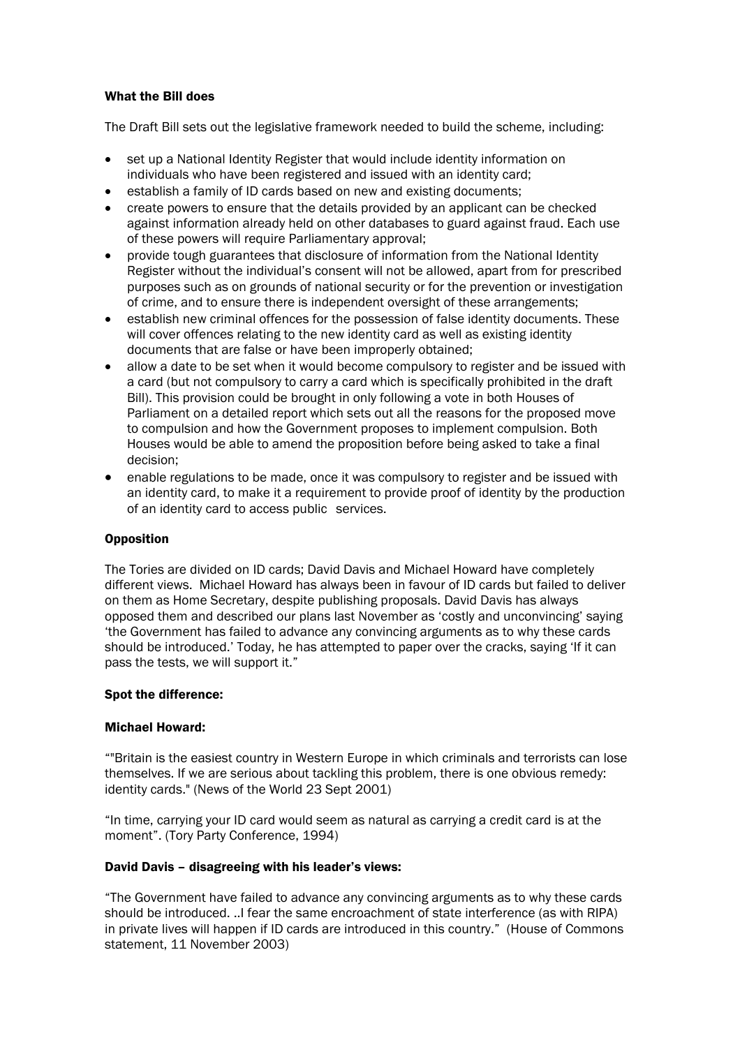#### What the Bill does

The Draft Bill sets out the legislative framework needed to build the scheme, including:

- set up a National Identity Register that would include identity information on individuals who have been registered and issued with an identity card;
- establish a family of ID cards based on new and existing documents;
- create powers to ensure that the details provided by an applicant can be checked against information already held on other databases to guard against fraud. Each use of these powers will require Parliamentary approval;
- provide tough guarantees that disclosure of information from the National Identity Register without the individual's consent will not be allowed, apart from for prescribed purposes such as on grounds of national security or for the prevention or investigation of crime, and to ensure there is independent oversight of these arrangements;
- establish new criminal offences for the possession of false identity documents. These will cover offences relating to the new identity card as well as existing identity documents that are false or have been improperly obtained;
- allow a date to be set when it would become compulsory to register and be issued with a card (but not compulsory to carry a card which is specifically prohibited in the draft Bill). This provision could be brought in only following a vote in both Houses of Parliament on a detailed report which sets out all the reasons for the proposed move to compulsion and how the Government proposes to implement compulsion. Both Houses would be able to amend the proposition before being asked to take a final decision;
- enable regulations to be made, once it was compulsory to register and be issued with an identity card, to make it a requirement to provide proof of identity by the production of an identity card to access public services.

#### Opposition

The Tories are divided on ID cards; David Davis and Michael Howard have completely different views. Michael Howard has always been in favour of ID cards but failed to deliver on them as Home Secretary, despite publishing proposals. David Davis has always opposed them and described our plans last November as 'costly and unconvincing' saying 'the Government has failed to advance any convincing arguments as to why these cards should be introduced.' Today, he has attempted to paper over the cracks, saying 'If it can pass the tests, we will support it."

#### Spot the difference:

#### Michael Howard:

""Britain is the easiest country in Western Europe in which criminals and terrorists can lose themselves. If we are serious about tackling this problem, there is one obvious remedy: identity cards." (News of the World 23 Sept 2001)

"In time, carrying your ID card would seem as natural as carrying a credit card is at the moment". (Tory Party Conference, 1994)

#### David Davis – disagreeing with his leader's views:

"The Government have failed to advance any convincing arguments as to why these cards should be introduced. ..I fear the same encroachment of state interference (as with RIPA) in private lives will happen if ID cards are introduced in this country." (House of Commons statement, 11 November 2003)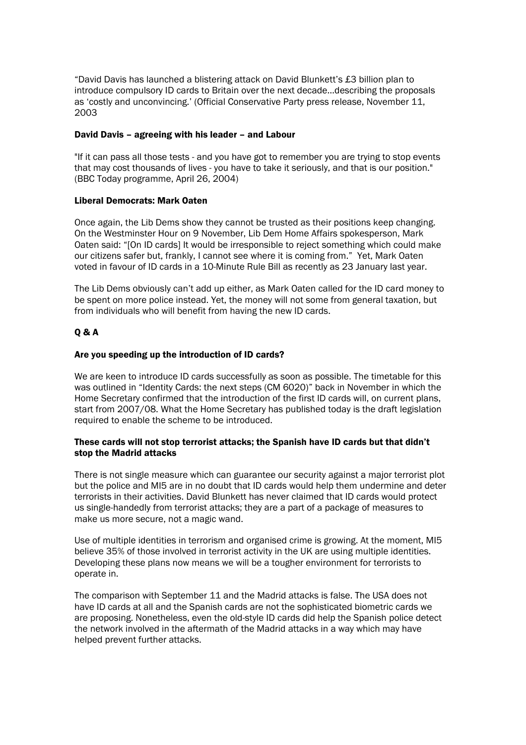"David Davis has launched a blistering attack on David Blunkett's £3 billion plan to introduce compulsory ID cards to Britain over the next decade…describing the proposals as 'costly and unconvincing.' (Official Conservative Party press release, November 11, 2003

### David Davis – agreeing with his leader – and Labour

"If it can pass all those tests - and you have got to remember you are trying to stop events that may cost thousands of lives - you have to take it seriously, and that is our position." (BBC Today programme, April 26, 2004)

### Liberal Democrats: Mark Oaten

Once again, the Lib Dems show they cannot be trusted as their positions keep changing. On the Westminster Hour on 9 November, Lib Dem Home Affairs spokesperson, Mark Oaten said: "[On ID cards] It would be irresponsible to reject something which could make our citizens safer but, frankly, I cannot see where it is coming from." Yet, Mark Oaten voted in favour of ID cards in a 10-Minute Rule Bill as recently as 23 January last year.

The Lib Dems obviously can't add up either, as Mark Oaten called for the ID card money to be spent on more police instead. Yet, the money will not some from general taxation, but from individuals who will benefit from having the new ID cards.

## Q & A

### Are you speeding up the introduction of ID cards?

We are keen to introduce ID cards successfully as soon as possible. The timetable for this was outlined in "Identity Cards: the next steps (CM 6020)" back in November in which the Home Secretary confirmed that the introduction of the first ID cards will, on current plans, start from 2007/08. What the Home Secretary has published today is the draft legislation required to enable the scheme to be introduced.

### These cards will not stop terrorist attacks; the Spanish have ID cards but that didn't stop the Madrid attacks

There is not single measure which can guarantee our security against a major terrorist plot but the police and MI5 are in no doubt that ID cards would help them undermine and deter terrorists in their activities. David Blunkett has never claimed that ID cards would protect us single-handedly from terrorist attacks; they are a part of a package of measures to make us more secure, not a magic wand.

Use of multiple identities in terrorism and organised crime is growing. At the moment, MI5 believe 35% of those involved in terrorist activity in the UK are using multiple identities. Developing these plans now means we will be a tougher environment for terrorists to operate in.

The comparison with September 11 and the Madrid attacks is false. The USA does not have ID cards at all and the Spanish cards are not the sophisticated biometric cards we are proposing. Nonetheless, even the old-style ID cards did help the Spanish police detect the network involved in the aftermath of the Madrid attacks in a way which may have helped prevent further attacks.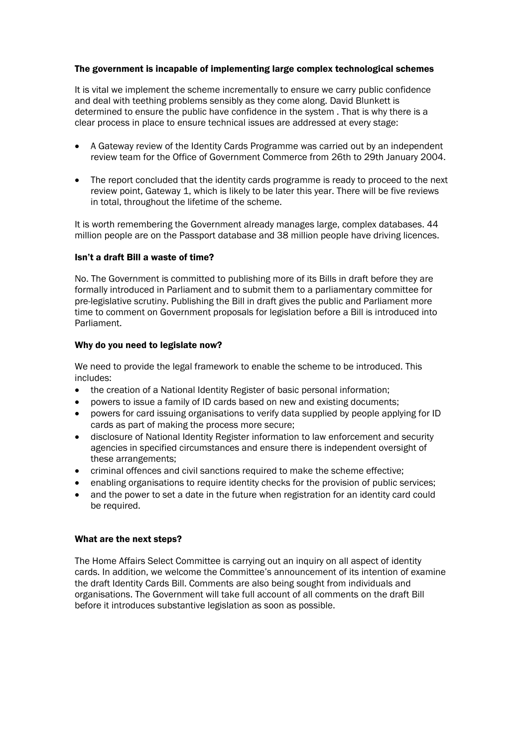### The government is incapable of implementing large complex technological schemes

It is vital we implement the scheme incrementally to ensure we carry public confidence and deal with teething problems sensibly as they come along. David Blunkett is determined to ensure the public have confidence in the system . That is why there is a clear process in place to ensure technical issues are addressed at every stage:

- A Gateway review of the Identity Cards Programme was carried out by an independent review team for the Office of Government Commerce from 26th to 29th January 2004.
- The report concluded that the identity cards programme is ready to proceed to the next review point, Gateway 1, which is likely to be later this year. There will be five reviews in total, throughout the lifetime of the scheme.

It is worth remembering the Government already manages large, complex databases. 44 million people are on the Passport database and 38 million people have driving licences.

### Isn't a draft Bill a waste of time?

No. The Government is committed to publishing more of its Bills in draft before they are formally introduced in Parliament and to submit them to a parliamentary committee for pre-legislative scrutiny. Publishing the Bill in draft gives the public and Parliament more time to comment on Government proposals for legislation before a Bill is introduced into Parliament.

### Why do you need to legislate now?

We need to provide the legal framework to enable the scheme to be introduced. This includes:

- the creation of a National Identity Register of basic personal information;
- powers to issue a family of ID cards based on new and existing documents;
- powers for card issuing organisations to verify data supplied by people applying for ID cards as part of making the process more secure;
- disclosure of National Identity Register information to law enforcement and security agencies in specified circumstances and ensure there is independent oversight of these arrangements;
- criminal offences and civil sanctions required to make the scheme effective;
- enabling organisations to require identity checks for the provision of public services;
- and the power to set a date in the future when registration for an identity card could be required.

### What are the next steps?

The Home Affairs Select Committee is carrying out an inquiry on all aspect of identity cards. In addition, we welcome the Committee's announcement of its intention of examine the draft Identity Cards Bill. Comments are also being sought from individuals and organisations. The Government will take full account of all comments on the draft Bill before it introduces substantive legislation as soon as possible.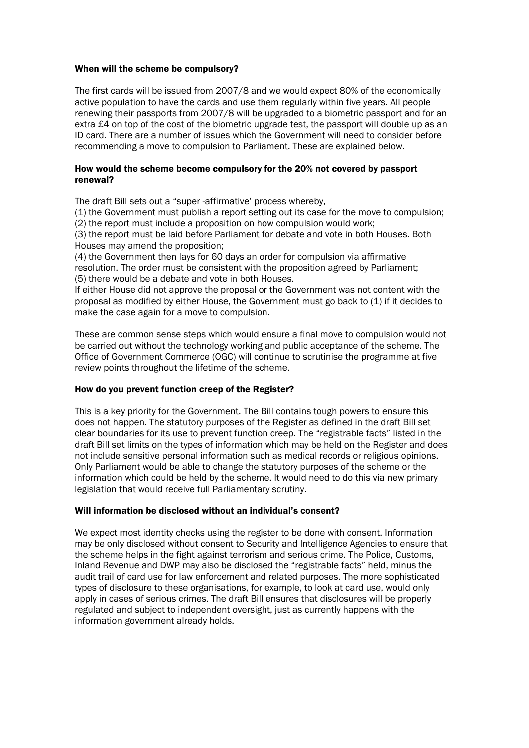### When will the scheme be compulsory?

The first cards will be issued from 2007/8 and we would expect 80% of the economically active population to have the cards and use them regularly within five years. All people renewing their passports from 2007/8 will be upgraded to a biometric passport and for an extra £4 on top of the cost of the biometric upgrade test, the passport will double up as an ID card. There are a number of issues which the Government will need to consider before recommending a move to compulsion to Parliament. These are explained below.

### How would the scheme become compulsory for the 20% not covered by passport renewal?

The draft Bill sets out a "super -affirmative' process whereby,

(1) the Government must publish a report setting out its case for the move to compulsion;
(2) the report must include a proposition on how compulsion would work;
(3) the report must be laid before Parliament for debate and vote in both Houses. Both Houses may amend the proposition;
(4) the Government then lays for 60 days an order for compulsion via affirmative resolution. The order must be consistent with the proposition agreed by Parliament;
(5) there would be a debate and vote in both Houses.

If either House did not approve the proposal or the Government was not content with the proposal as modified by either House, the Government must go back to (1) if it decides to make the case again for a move to compulsion.

These are common sense steps which would ensure a final move to compulsion would not be carried out without the technology working and public acceptance of the scheme. The Office of Government Commerce (OGC) will continue to scrutinise the programme at five review points throughout the lifetime of the scheme.

### How do you prevent function creep of the Register?

This is a key priority for the Government. The Bill contains tough powers to ensure this does not happen. The statutory purposes of the Register as defined in the draft Bill set clear boundaries for its use to prevent function creep. The "registrable facts" listed in the draft Bill set limits on the types of information which may be held on the Register and does not include sensitive personal information such as medical records or religious opinions. Only Parliament would be able to change the statutory purposes of the scheme or the information which could be held by the scheme. It would need to do this via new primary legislation that would receive full Parliamentary scrutiny.

### Will information be disclosed without an individual's consent?

We expect most identity checks using the register to be done with consent. Information may be only disclosed without consent to Security and Intelligence Agencies to ensure that the scheme helps in the fight against terrorism and serious crime. The Police, Customs, Inland Revenue and DWP may also be disclosed the "registrable facts" held, minus the audit trail of card use for law enforcement and related purposes. The more sophisticated types of disclosure to these organisations, for example, to look at card use, would only apply in cases of serious crimes. The draft Bill ensures that disclosures will be properly regulated and subject to independent oversight, just as currently happens with the information government already holds.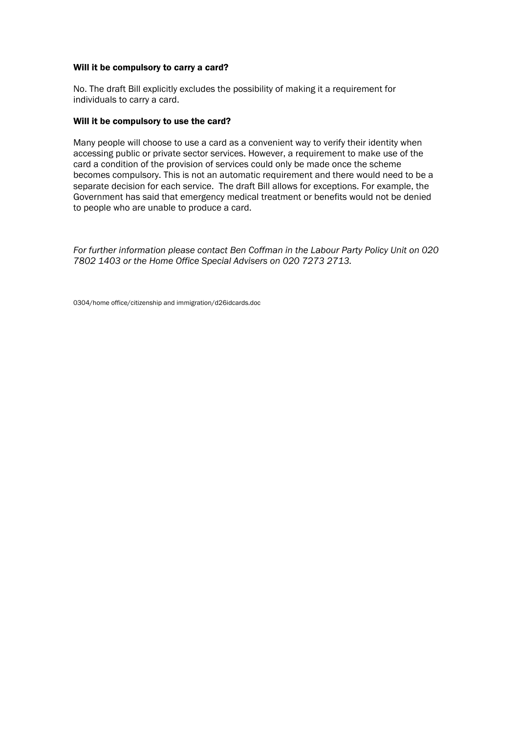### Will it be compulsory to carry a card?

No. The draft Bill explicitly excludes the possibility of making it a requirement for individuals to carry a card.

### Will it be compulsory to use the card?

Many people will choose to use a card as a convenient way to verify their identity when accessing public or private sector services. However, a requirement to make use of the card a condition of the provision of services could only be made once the scheme becomes compulsory. This is not an automatic requirement and there would need to be a separate decision for each service. The draft Bill allows for exceptions. For example, the Government has said that emergency medical treatment or benefits would not be denied to people who are unable to produce a card.

*For further information please contact Ben Coffman in the Labour Party Policy Unit on 020 7802 1403 or the Home Office Special Advisers on 020 7273 2713.*

0304/home office/citizenship and immigration/d26idcards.doc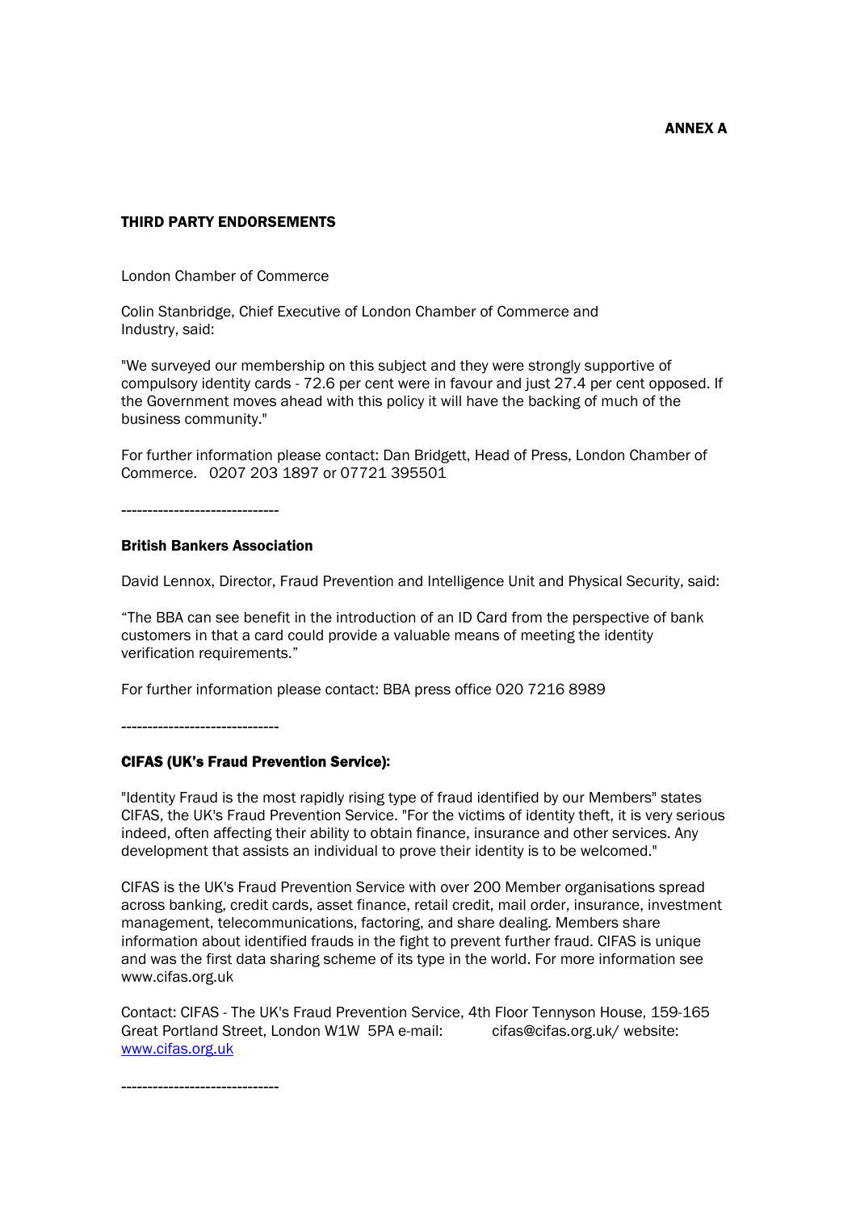**ANNEX A**

**THIRD PARTY ENDORSEMENTS**

London Chamber of Commerce

Colin Stanbridge, Chief Executive of London Chamber of Commerce and Industry, said:

"We surveyed our membership on this subject and they were strongly supportive of compulsory identity cards - 72.6 per cent were in favour and just 27.4 per cent opposed. If the Government moves ahead with this policy it will have the backing of much of the business community."

For further information please contact: Dan Bridgett, Head of Press, London Chamber of Commerce. 0207 203 1897 or 07721 395501

------------------------------

**British Bankers Association**

David Lennox, Director, Fraud Prevention and Intelligence Unit and Physical Security, said:

"The BBA can see benefit in the introduction of an ID Card from the perspective of bank customers in that a card could provide a valuable means of meeting the identity verification requirements."

For further information please contact: BBA press office 020 7216 8989

------------------------------

**CIFAS (UK's Fraud Prevention Service):**

"Identity Fraud is the most rapidly rising type of fraud identified by our Members" states CIFAS, the UK's Fraud Prevention Service. "For the victims of identity theft, it is very serious indeed, often affecting their ability to obtain finance, insurance and other services. Any development that assists an individual to prove their identity is to be welcomed."

CIFAS is the UK's Fraud Prevention Service with over 200 Member organisations spread across banking, credit cards, asset finance, retail credit, mail order, insurance, investment management, telecommunications, factoring, and share dealing. Members share information about identified frauds in the fight to prevent further fraud. CIFAS is unique and was the first data sharing scheme of its type in the world. For more information see www.cifas.org.uk

Contact: CIFAS - The UK's Fraud Prevention Service, 4th Floor Tennyson House, 159-165 Great Portland Street, London W1W 5PA e-mail: cifas@cifas.org.uk/ website: www.cifas.org.uk

------------------------------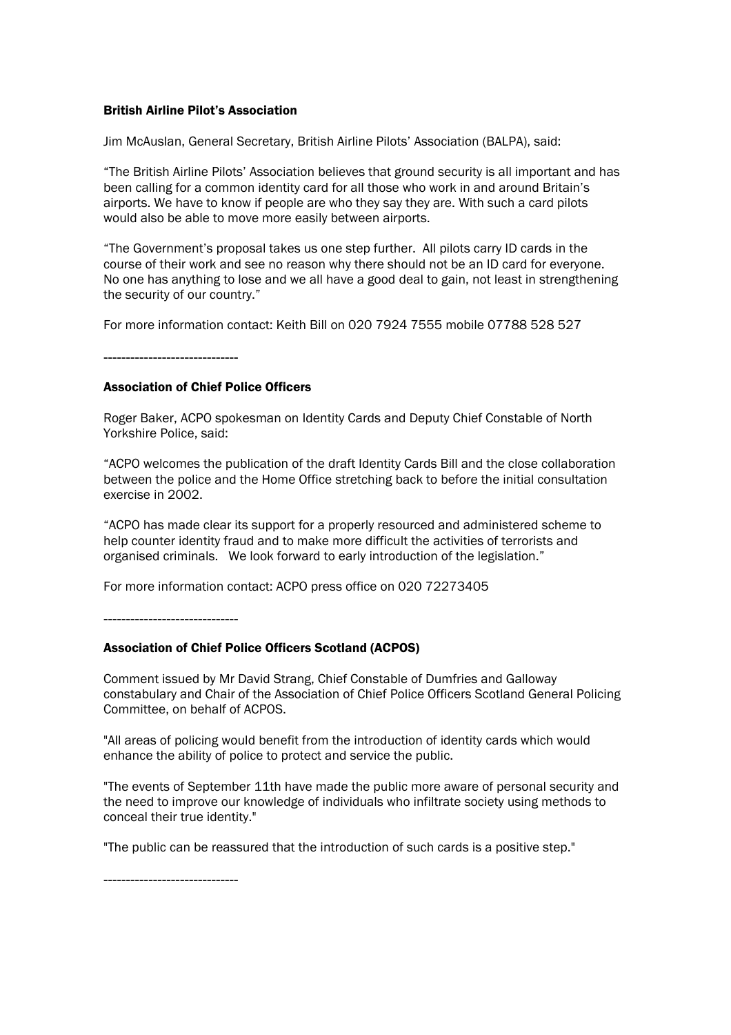### British Airline Pilot's Association

Jim McAuslan, General Secretary, British Airline Pilots' Association (BALPA), said:

"The British Airline Pilots' Association believes that ground security is all important and has been calling for a common identity card for all those who work in and around Britain's airports. We have to know if people are who they say they are. With such a card pilots would also be able to move more easily between airports.

"The Government's proposal takes us one step further. All pilots carry ID cards in the course of their work and see no reason why there should not be an ID card for everyone. No one has anything to lose and we all have a good deal to gain, not least in strengthening the security of our country."

For more information contact: Keith Bill on 020 7924 7555 mobile 07788 528 527

------------------------------

### Association of Chief Police Officers

Roger Baker, ACPO spokesman on Identity Cards and Deputy Chief Constable of North Yorkshire Police, said:

"ACPO welcomes the publication of the draft Identity Cards Bill and the close collaboration between the police and the Home Office stretching back to before the initial consultation exercise in 2002.

"ACPO has made clear its support for a properly resourced and administered scheme to help counter identity fraud and to make more difficult the activities of terrorists and organised criminals. We look forward to early introduction of the legislation."

For more information contact: ACPO press office on 020 72273405

------------------------------

### Association of Chief Police Officers Scotland (ACPOS)

Comment issued by Mr David Strang, Chief Constable of Dumfries and Galloway constabulary and Chair of the Association of Chief Police Officers Scotland General Policing Committee, on behalf of ACPOS.

"All areas of policing would benefit from the introduction of identity cards which would enhance the ability of police to protect and service the public.

"The events of September 11th have made the public more aware of personal security and the need to improve our knowledge of individuals who infiltrate society using methods to conceal their true identity."

"The public can be reassured that the introduction of such cards is a positive step."

------------------------------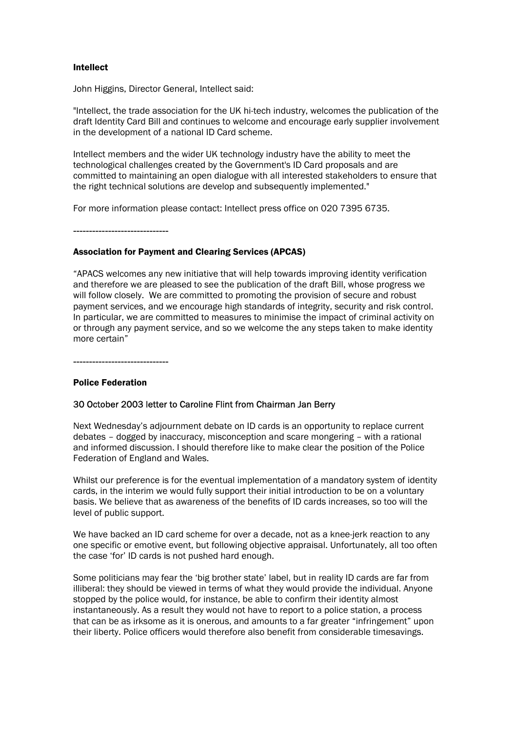## Intellect

John Higgins, Director General, Intellect said:

"Intellect, the trade association for the UK hi-tech industry, welcomes the publication of the draft Identity Card Bill and continues to welcome and encourage early supplier involvement in the development of a national ID Card scheme.

Intellect members and the wider UK technology industry have the ability to meet the technological challenges created by the Government's ID Card proposals and are committed to maintaining an open dialogue with all interested stakeholders to ensure that the right technical solutions are develop and subsequently implemented."

For more information please contact: Intellect press office on 020 7395 6735.

------------------------------

## Association for Payment and Clearing Services (APCAS)

"APACS welcomes any new initiative that will help towards improving identity verification and therefore we are pleased to see the publication of the draft Bill, whose progress we will follow closely. We are committed to promoting the provision of secure and robust payment services, and we encourage high standards of integrity, security and risk control. In particular, we are committed to measures to minimise the impact of criminal activity on or through any payment service, and so we welcome the any steps taken to make identity more certain"

------------------------------

## Police Federation

### 30 October 2003 letter to Caroline Flint from Chairman Jan Berry

Next Wednesday's adjournment debate on ID cards is an opportunity to replace current debates – dogged by inaccuracy, misconception and scare mongering – with a rational and informed discussion. I should therefore like to make clear the position of the Police Federation of England and Wales.

Whilst our preference is for the eventual implementation of a mandatory system of identity cards, in the interim we would fully support their initial introduction to be on a voluntary basis. We believe that as awareness of the benefits of ID cards increases, so too will the level of public support.

We have backed an ID card scheme for over a decade, not as a knee-jerk reaction to any one specific or emotive event, but following objective appraisal. Unfortunately, all too often the case 'for' ID cards is not pushed hard enough.

Some politicians may fear the 'big brother state' label, but in reality ID cards are far from illiberal: they should be viewed in terms of what they would provide the individual. Anyone stopped by the police would, for instance, be able to confirm their identity almost instantaneously. As a result they would not have to report to a police station, a process that can be as irksome as it is onerous, and amounts to a far greater "infringement" upon their liberty. Police officers would therefore also benefit from considerable timesavings.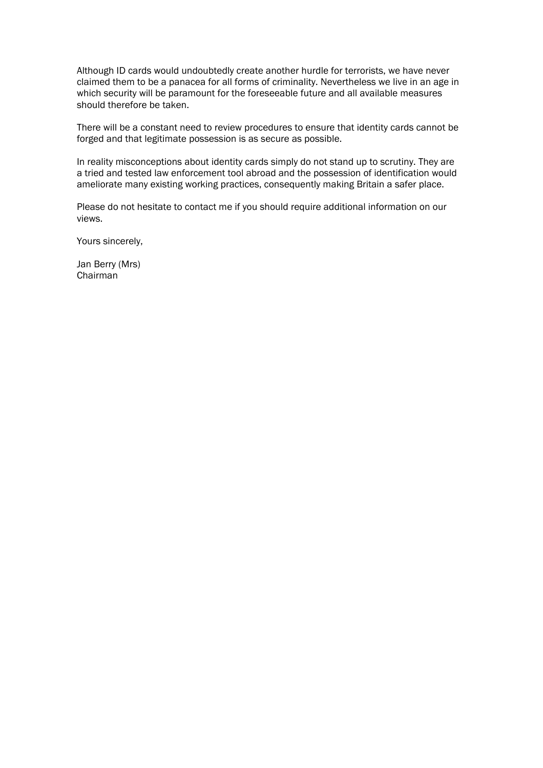Although ID cards would undoubtedly create another hurdle for terrorists, we have never claimed them to be a panacea for all forms of criminality. Nevertheless we live in an age in which security will be paramount for the foreseeable future and all available measures should therefore be taken.

There will be a constant need to review procedures to ensure that identity cards cannot be forged and that legitimate possession is as secure as possible.

In reality misconceptions about identity cards simply do not stand up to scrutiny. They are a tried and tested law enforcement tool abroad and the possession of identification would ameliorate many existing working practices, consequently making Britain a safer place.

Please do not hesitate to contact me if you should require additional information on our views.

Yours sincerely,

Jan Berry (Mrs)
Chairman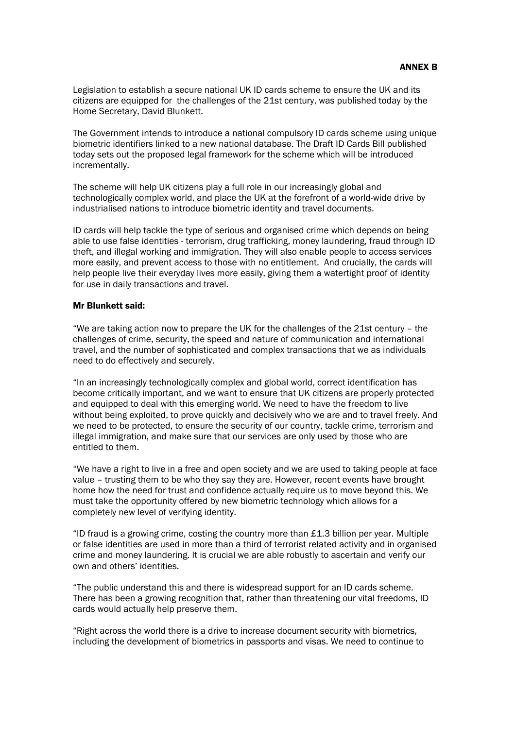**ANNEX B**

Legislation to establish a secure national UK ID cards scheme to ensure the UK and its citizens are equipped for the challenges of the 21st century, was published today by the Home Secretary, David Blunkett.

The Government intends to introduce a national compulsory ID cards scheme using unique biometric identifiers linked to a new national database. The Draft ID Cards Bill published today sets out the proposed legal framework for the scheme which will be introduced incrementally.

The scheme will help UK citizens play a full role in our increasingly global and technologically complex world, and place the UK at the forefront of a world-wide drive by industrialised nations to introduce biometric identity and travel documents.

ID cards will help tackle the type of serious and organised crime which depends on being able to use false identities - terrorism, drug trafficking, money laundering, fraud through ID theft, and illegal working and immigration. They will also enable people to access services more easily, and prevent access to those with no entitlement. And crucially, the cards will help people live their everyday lives more easily, giving them a watertight proof of identity for use in daily transactions and travel.

**Mr Blunkett said:**

“We are taking action now to prepare the UK for the challenges of the 21st century – the challenges of crime, security, the speed and nature of communication and international travel, and the number of sophisticated and complex transactions that we as individuals need to do effectively and securely.

“In an increasingly technologically complex and global world, correct identification has become critically important, and we want to ensure that UK citizens are properly protected and equipped to deal with this emerging world. We need to have the freedom to live without being exploited, to prove quickly and decisively who we are and to travel freely. And we need to be protected, to ensure the security of our country, tackle crime, terrorism and illegal immigration, and make sure that our services are only used by those who are entitled to them.

“We have a right to live in a free and open society and we are used to taking people at face value – trusting them to be who they say they are. However, recent events have brought home how the need for trust and confidence actually require us to move beyond this. We must take the opportunity offered by new biometric technology which allows for a completely new level of verifying identity.

“ID fraud is a growing crime, costing the country more than £1.3 billion per year. Multiple or false identities are used in more than a third of terrorist related activity and in organised crime and money laundering. It is crucial we are able robustly to ascertain and verify our own and others’ identities.

“The public understand this and there is widespread support for an ID cards scheme. There has been a growing recognition that, rather than threatening our vital freedoms, ID cards would actually help preserve them.

“Right across the world there is a drive to increase document security with biometrics, including the development of biometrics in passports and visas. We need to continue to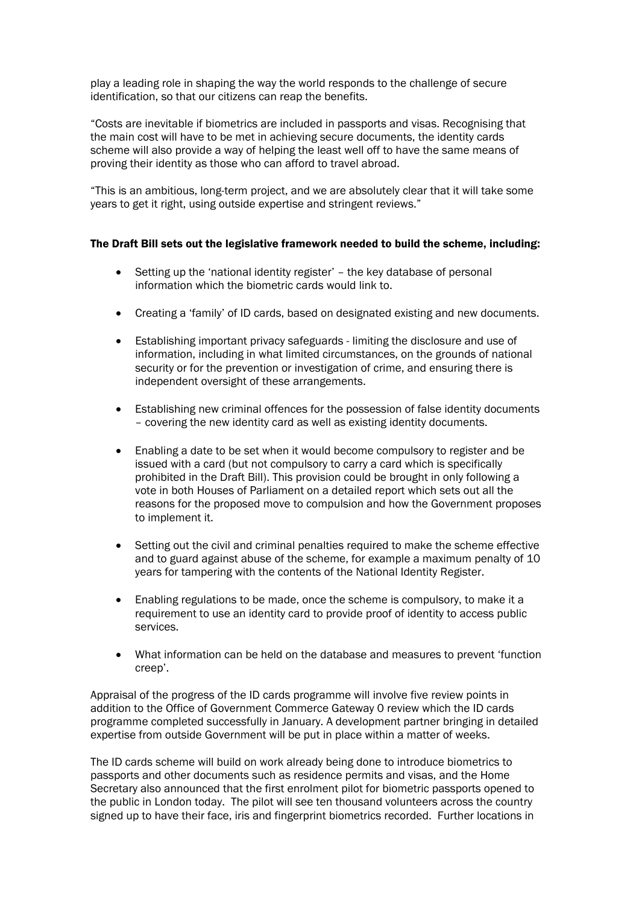play a leading role in shaping the way the world responds to the challenge of secure identification, so that our citizens can reap the benefits.

"Costs are inevitable if biometrics are included in passports and visas. Recognising that the main cost will have to be met in achieving secure documents, the identity cards scheme will also provide a way of helping the least well off to have the same means of proving their identity as those who can afford to travel abroad.

"This is an ambitious, long-term project, and we are absolutely clear that it will take some years to get it right, using outside expertise and stringent reviews."

**The Draft Bill sets out the legislative framework needed to build the scheme, including:**

- Setting up the 'national identity register' – the key database of personal information which the biometric cards would link to.
- Creating a 'family' of ID cards, based on designated existing and new documents.
- Establishing important privacy safeguards - limiting the disclosure and use of information, including in what limited circumstances, on the grounds of national security or for the prevention or investigation of crime, and ensuring there is independent oversight of these arrangements.
- Establishing new criminal offences for the possession of false identity documents – covering the new identity card as well as existing identity documents.
- Enabling a date to be set when it would become compulsory to register and be issued with a card (but not compulsory to carry a card which is specifically prohibited in the Draft Bill). This provision could be brought in only following a vote in both Houses of Parliament on a detailed report which sets out all the reasons for the proposed move to compulsion and how the Government proposes to implement it.
- Setting out the civil and criminal penalties required to make the scheme effective and to guard against abuse of the scheme, for example a maximum penalty of 10 years for tampering with the contents of the National Identity Register.
- Enabling regulations to be made, once the scheme is compulsory, to make it a requirement to use an identity card to provide proof of identity to access public services.
- What information can be held on the database and measures to prevent 'function creep'.

Appraisal of the progress of the ID cards programme will involve five review points in addition to the Office of Government Commerce Gateway 0 review which the ID cards programme completed successfully in January. A development partner bringing in detailed expertise from outside Government will be put in place within a matter of weeks.

The ID cards scheme will build on work already being done to introduce biometrics to passports and other documents such as residence permits and visas, and the Home Secretary also announced that the first enrolment pilot for biometric passports opened to the public in London today. The pilot will see ten thousand volunteers across the country signed up to have their face, iris and fingerprint biometrics recorded. Further locations in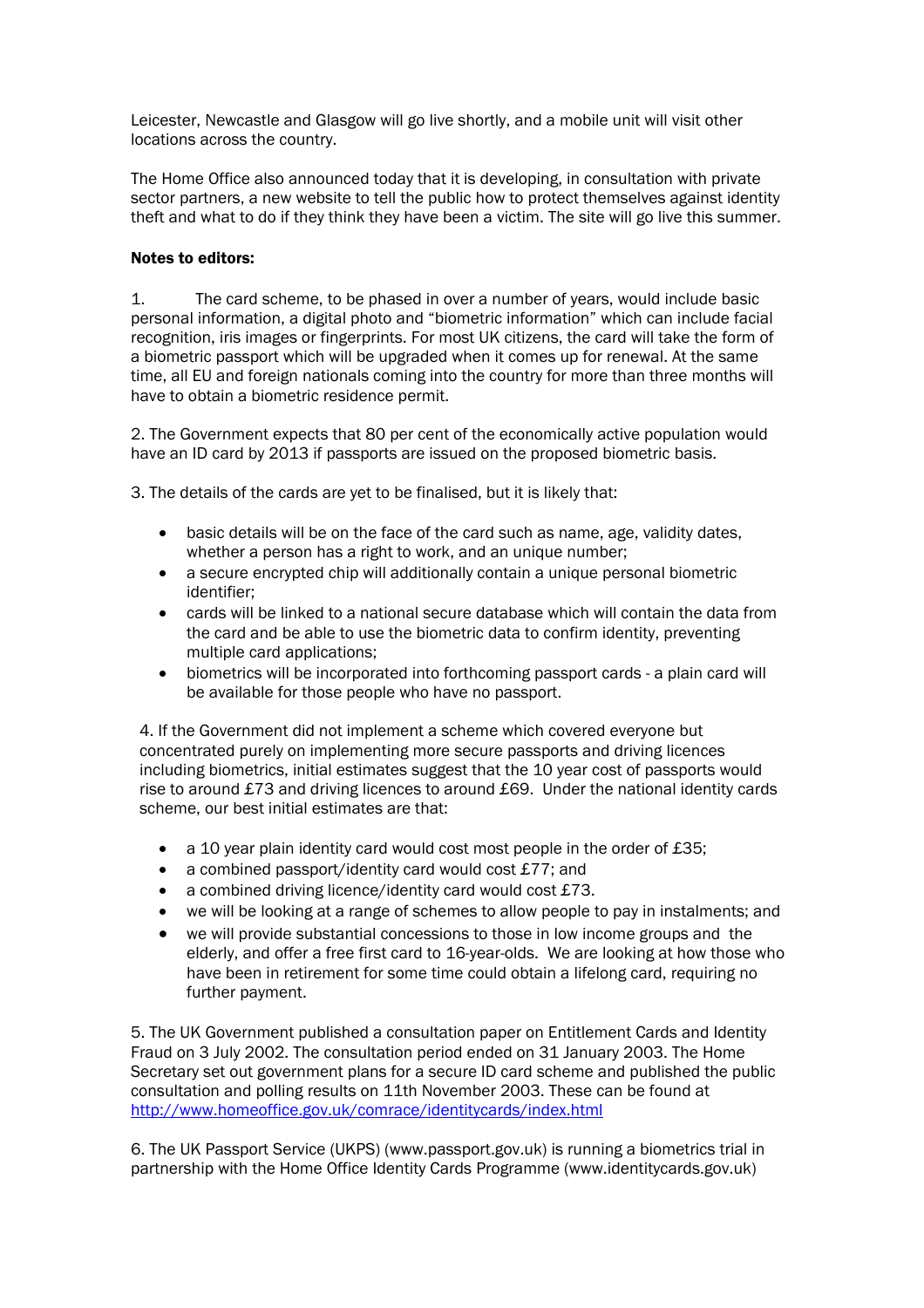Leicester, Newcastle and Glasgow will go live shortly, and a mobile unit will visit other locations across the country.

The Home Office also announced today that it is developing, in consultation with private sector partners, a new website to tell the public how to protect themselves against identity theft and what to do if they think they have been a victim. The site will go live this summer.

**Notes to editors:**

1. The card scheme, to be phased in over a number of years, would include basic personal information, a digital photo and "biometric information" which can include facial recognition, iris images or fingerprints. For most UK citizens, the card will take the form of a biometric passport which will be upgraded when it comes up for renewal. At the same time, all EU and foreign nationals coming into the country for more than three months will have to obtain a biometric residence permit.

2. The Government expects that 80 per cent of the economically active population would have an ID card by 2013 if passports are issued on the proposed biometric basis.

3. The details of the cards are yet to be finalised, but it is likely that:

- basic details will be on the face of the card such as name, age, validity dates, whether a person has a right to work, and an unique number;
- a secure encrypted chip will additionally contain a unique personal biometric identifier;
- cards will be linked to a national secure database which will contain the data from the card and be able to use the biometric data to confirm identity, preventing multiple card applications;
- biometrics will be incorporated into forthcoming passport cards - a plain card will be available for those people who have no passport.

4. If the Government did not implement a scheme which covered everyone but concentrated purely on implementing more secure passports and driving licences including biometrics, initial estimates suggest that the 10 year cost of passports would rise to around £73 and driving licences to around £69. Under the national identity cards scheme, our best initial estimates are that:

- a 10 year plain identity card would cost most people in the order of £35;
- a combined passport/identity card would cost £77; and
- a combined driving licence/identity card would cost £73.
- we will be looking at a range of schemes to allow people to pay in instalments; and
- we will provide substantial concessions to those in low income groups and the elderly, and offer a free first card to 16-year-olds. We are looking at how those who have been in retirement for some time could obtain a lifelong card, requiring no further payment.

5. The UK Government published a consultation paper on Entitlement Cards and Identity Fraud on 3 July 2002. The consultation period ended on 31 January 2003. The Home Secretary set out government plans for a secure ID card scheme and published the public consultation and polling results on 11th November 2003. These can be found at http://www.homeoffice.gov.uk/comrace/identitycards/index.html

6. The UK Passport Service (UKPS) (www.passport.gov.uk) is running a biometrics trial in partnership with the Home Office Identity Cards Programme (www.identitycards.gov.uk)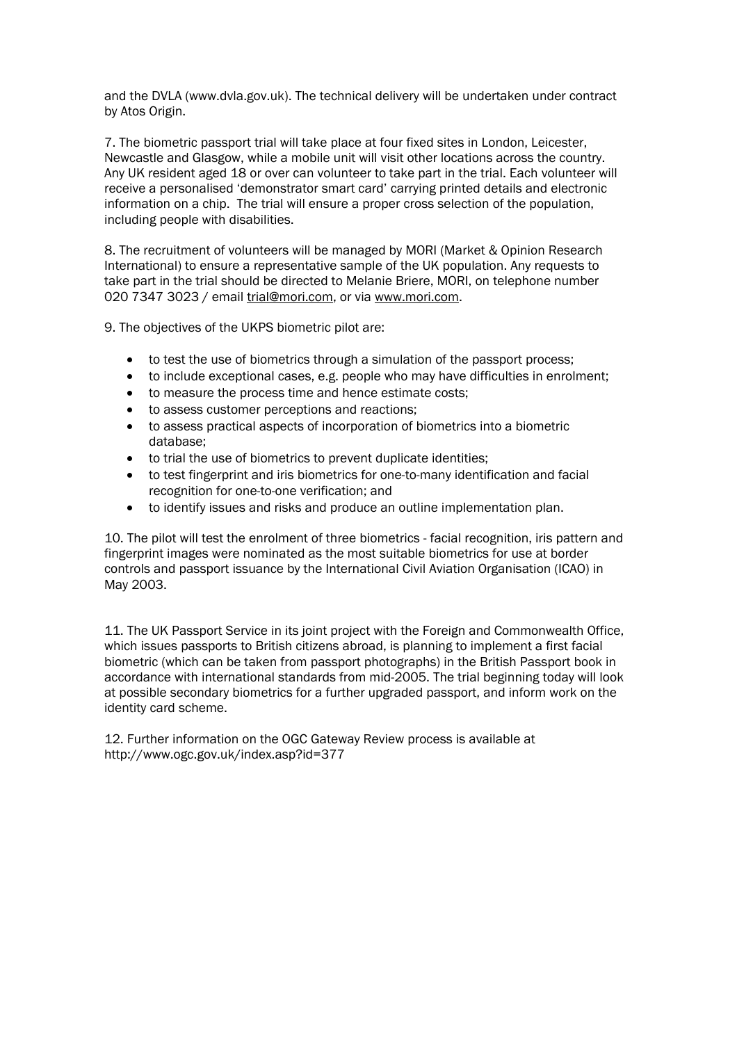and the DVLA (www.dvla.gov.uk). The technical delivery will be undertaken under contract by Atos Origin.

7. The biometric passport trial will take place at four fixed sites in London, Leicester, Newcastle and Glasgow, while a mobile unit will visit other locations across the country. Any UK resident aged 18 or over can volunteer to take part in the trial. Each volunteer will receive a personalised 'demonstrator smart card' carrying printed details and electronic information on a chip. The trial will ensure a proper cross selection of the population, including people with disabilities.

8. The recruitment of volunteers will be managed by MORI (Market & Opinion Research International) to ensure a representative sample of the UK population. Any requests to take part in the trial should be directed to Melanie Briere, MORI, on telephone number 020 7347 3023 / email trial@mori.com, or via www.mori.com.

9. The objectives of the UKPS biometric pilot are:

- to test the use of biometrics through a simulation of the passport process;
- to include exceptional cases, e.g. people who may have difficulties in enrolment;
- to measure the process time and hence estimate costs;
- to assess customer perceptions and reactions;
- to assess practical aspects of incorporation of biometrics into a biometric database;
- to trial the use of biometrics to prevent duplicate identities;
- to test fingerprint and iris biometrics for one-to-many identification and facial recognition for one-to-one verification; and
- to identify issues and risks and produce an outline implementation plan.

10. The pilot will test the enrolment of three biometrics - facial recognition, iris pattern and fingerprint images were nominated as the most suitable biometrics for use at border controls and passport issuance by the International Civil Aviation Organisation (ICAO) in May 2003.

11. The UK Passport Service in its joint project with the Foreign and Commonwealth Office, which issues passports to British citizens abroad, is planning to implement a first facial biometric (which can be taken from passport photographs) in the British Passport book in accordance with international standards from mid-2005. The trial beginning today will look at possible secondary biometrics for a further upgraded passport, and inform work on the identity card scheme.

12. Further information on the OGC Gateway Review process is available at http://www.ogc.gov.uk/index.asp?id=377